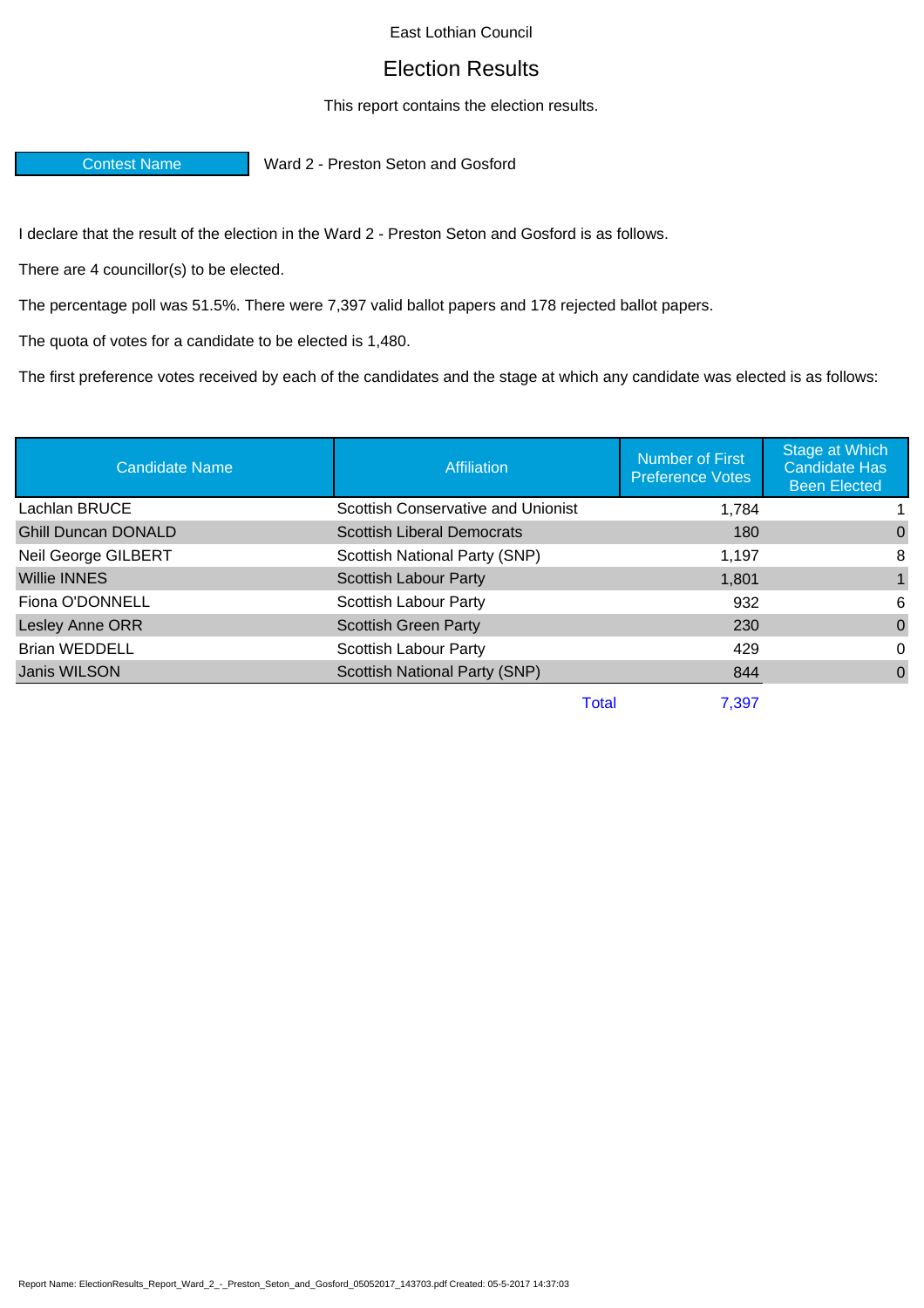East Lothian Council

# Election Results

This report contains the election results.

| Contest Name | Ward 2 - Preston Seton and Gosford |
|---|---|

I declare that the result of the election in the Ward 2 - Preston Seton and Gosford is as follows.

There are 4 councillor(s) to be elected.

The percentage poll was 51.5%. There were 7,397 valid ballot papers and 178 rejected ballot papers.

The quota of votes for a candidate to be elected is 1,480.

The first preference votes received by each of the candidates and the stage at which any candidate was elected is as follows:

| Candidate Name | Affiliation | Number of First Preference Votes | Stage at Which Candidate Has Been Elected |
|---|---|---|---|
| Lachlan BRUCE | Scottish Conservative and Unionist | 1,784 | 1 |
| Ghill Duncan DONALD | Scottish Liberal Democrats | 180 | 0 |
| Neil George GILBERT | Scottish National Party (SNP) | 1,197 | 8 |
| Willie INNES | Scottish Labour Party | 1,801 | 1 |
| Fiona O'DONNELL | Scottish Labour Party | 932 | 6 |
| Lesley Anne ORR | Scottish Green Party | 230 | 0 |
| Brian WEDDELL | Scottish Labour Party | 429 | 0 |
| Janis WILSON | Scottish National Party (SNP) | 844 | 0 |
| | Total | 7,397 | |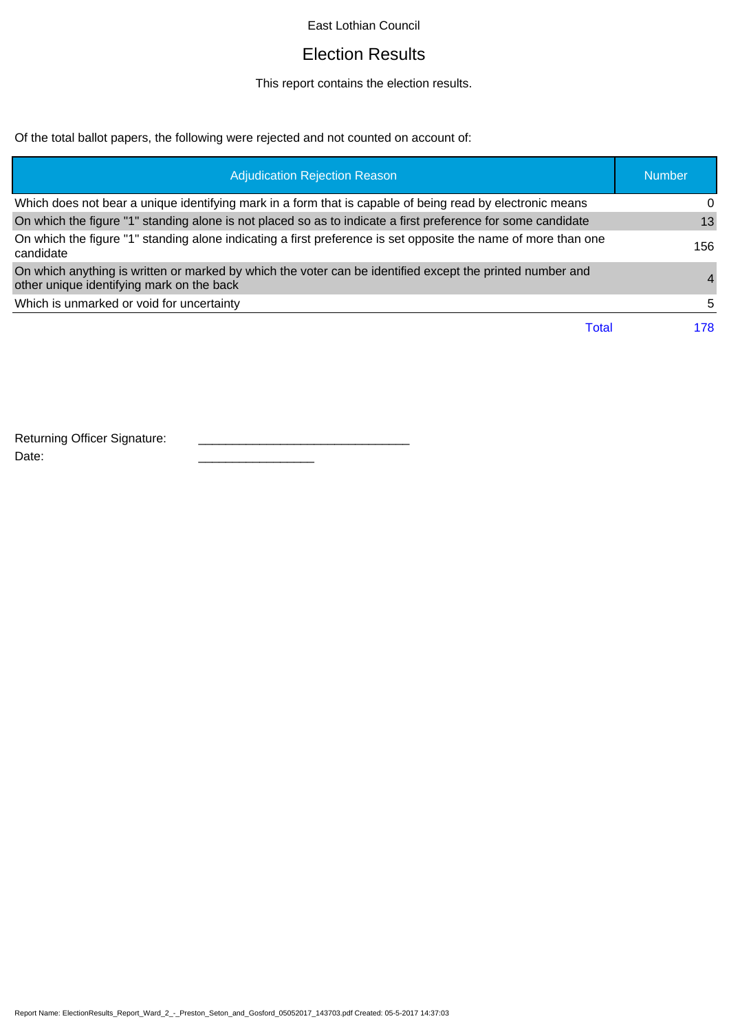East Lothian Council

# Election Results

This report contains the election results.

Of the total ballot papers, the following were rejected and not counted on account of:

| Adjudication Rejection Reason | Number |
|---|---|
| Which does not bear a unique identifying mark in a form that is capable of being read by electronic means | 0 |
| On which the figure "1" standing alone is not placed so as to indicate a first preference for some candidate | 13 |
| On which the figure "1" standing alone indicating a first preference is set opposite the name of more than one candidate | 156 |
| On which anything is written or marked by which the voter can be identified except the printed number and other unique identifying mark on the back | 4 |
| Which is unmarked or void for uncertainty | 5 |
| Total | 178 |

Returning Officer Signature: _______________________________

Date: _________________

Report Name: ElectionResults_Report_Ward_2_-_Preston_Seton_and_Gosford_05052017_143703.pdf Created: 05-5-2017 14:37:03